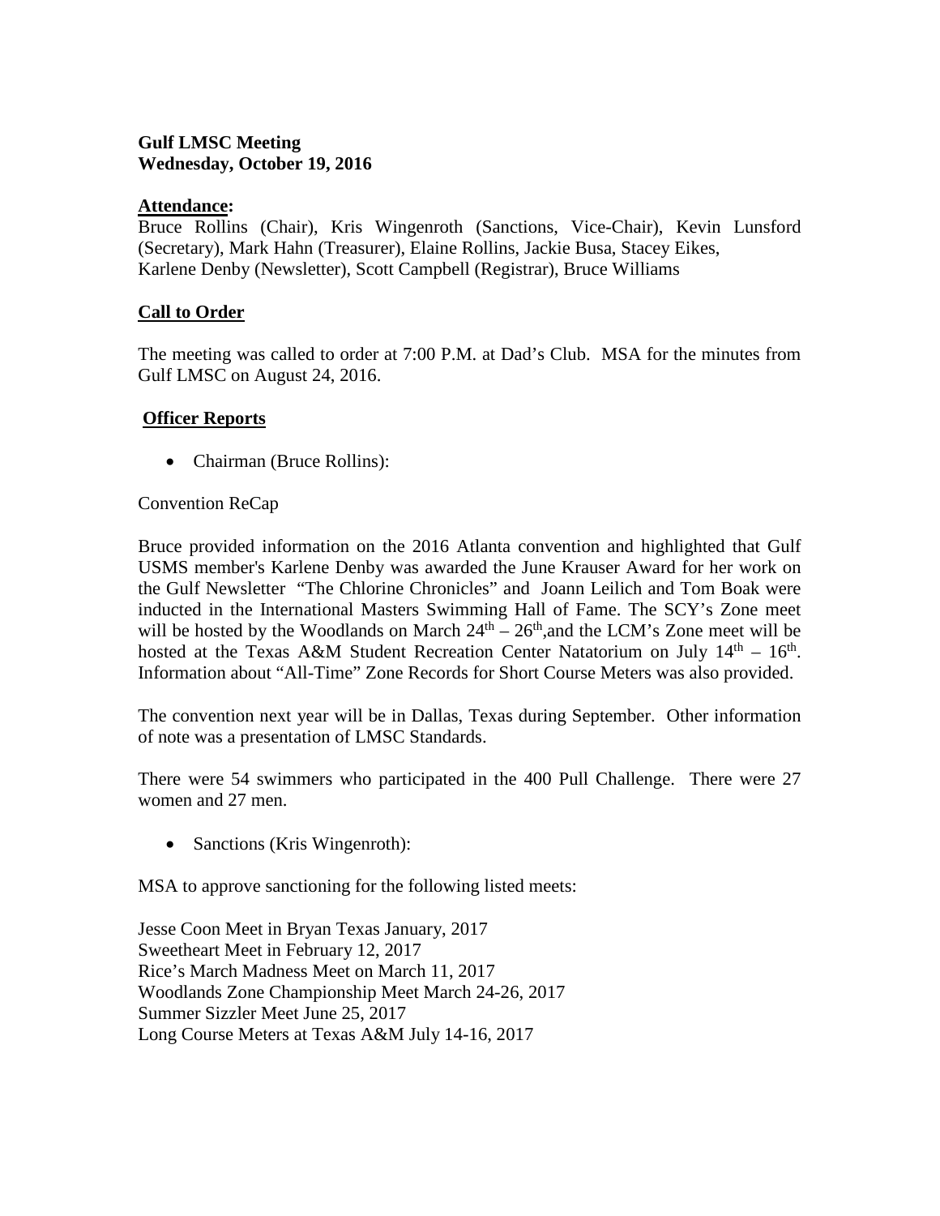**Gulf LMSC Meeting**
**Wednesday, October 19, 2016**

**Attendance:**

Bruce Rollins (Chair), Kris Wingenroth (Sanctions, Vice-Chair), Kevin Lunsford (Secretary), Mark Hahn (Treasurer), Elaine Rollins, Jackie Busa, Stacey Eikes, Karlene Denby (Newsletter), Scott Campbell (Registrar), Bruce Williams

**Call to Order**

The meeting was called to order at 7:00 P.M. at Dad's Club. MSA for the minutes from Gulf LMSC on August 24, 2016.

**Officer Reports**

- Chairman (Bruce Rollins):

Convention ReCap

Bruce provided information on the 2016 Atlanta convention and highlighted that Gulf USMS member's Karlene Denby was awarded the June Krauser Award for her work on the Gulf Newsletter "The Chlorine Chronicles" and Joann Leilich and Tom Boak were inducted in the International Masters Swimming Hall of Fame. The SCY's Zone meet will be hosted by the Woodlands on March 24th – 26th, and the LCM's Zone meet will be hosted at the Texas A&M Student Recreation Center Natatorium on July 14th – 16th. Information about "All-Time" Zone Records for Short Course Meters was also provided.

The convention next year will be in Dallas, Texas during September. Other information of note was a presentation of LMSC Standards.

There were 54 swimmers who participated in the 400 Pull Challenge. There were 27 women and 27 men.

- Sanctions (Kris Wingenroth):

MSA to approve sanctioning for the following listed meets:

Jesse Coon Meet in Bryan Texas January, 2017
Sweetheart Meet in February 12, 2017
Rice's March Madness Meet on March 11, 2017
Woodlands Zone Championship Meet March 24-26, 2017
Summer Sizzler Meet June 25, 2017
Long Course Meters at Texas A&M July 14-16, 2017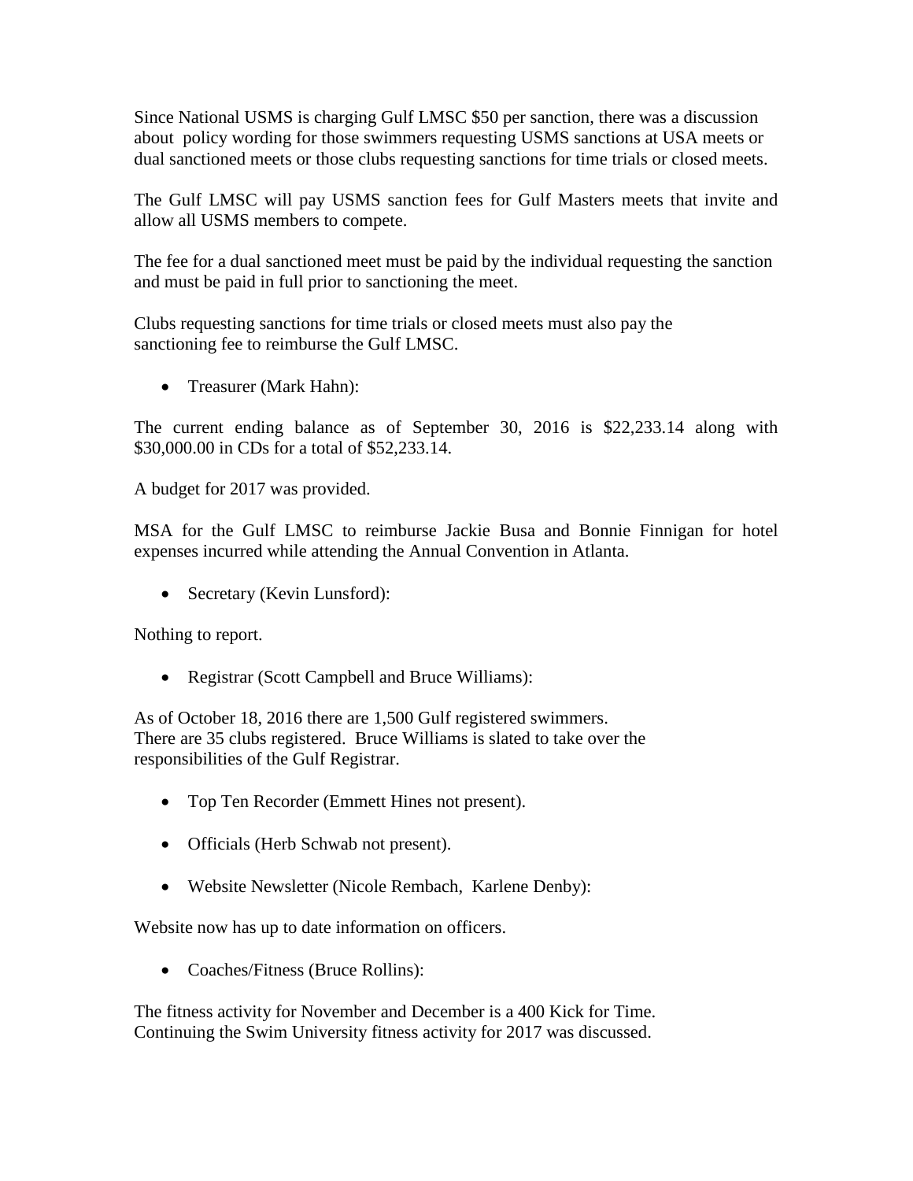Since National USMS is charging Gulf LMSC $50 per sanction, there was a discussion about policy wording for those swimmers requesting USMS sanctions at USA meets or dual sanctioned meets or those clubs requesting sanctions for time trials or closed meets.

The Gulf LMSC will pay USMS sanction fees for Gulf Masters meets that invite and allow all USMS members to compete.

The fee for a dual sanctioned meet must be paid by the individual requesting the sanction and must be paid in full prior to sanctioning the meet.

Clubs requesting sanctions for time trials or closed meets must also pay the sanctioning fee to reimburse the Gulf LMSC.

- Treasurer (Mark Hahn):

The current ending balance as of September 30, 2016 is $22,233.14 along with $30,000.00 in CDs for a total of $52,233.14.

A budget for 2017 was provided.

MSA for the Gulf LMSC to reimburse Jackie Busa and Bonnie Finnigan for hotel expenses incurred while attending the Annual Convention in Atlanta.

- Secretary (Kevin Lunsford):

Nothing to report.

- Registrar (Scott Campbell and Bruce Williams):

As of October 18, 2016 there are 1,500 Gulf registered swimmers.
There are 35 clubs registered. Bruce Williams is slated to take over the responsibilities of the Gulf Registrar.

- Top Ten Recorder (Emmett Hines not present).

- Officials (Herb Schwab not present).

- Website Newsletter (Nicole Rembach, Karlene Denby):

Website now has up to date information on officers.

- Coaches/Fitness (Bruce Rollins):

The fitness activity for November and December is a 400 Kick for Time.
Continuing the Swim University fitness activity for 2017 was discussed.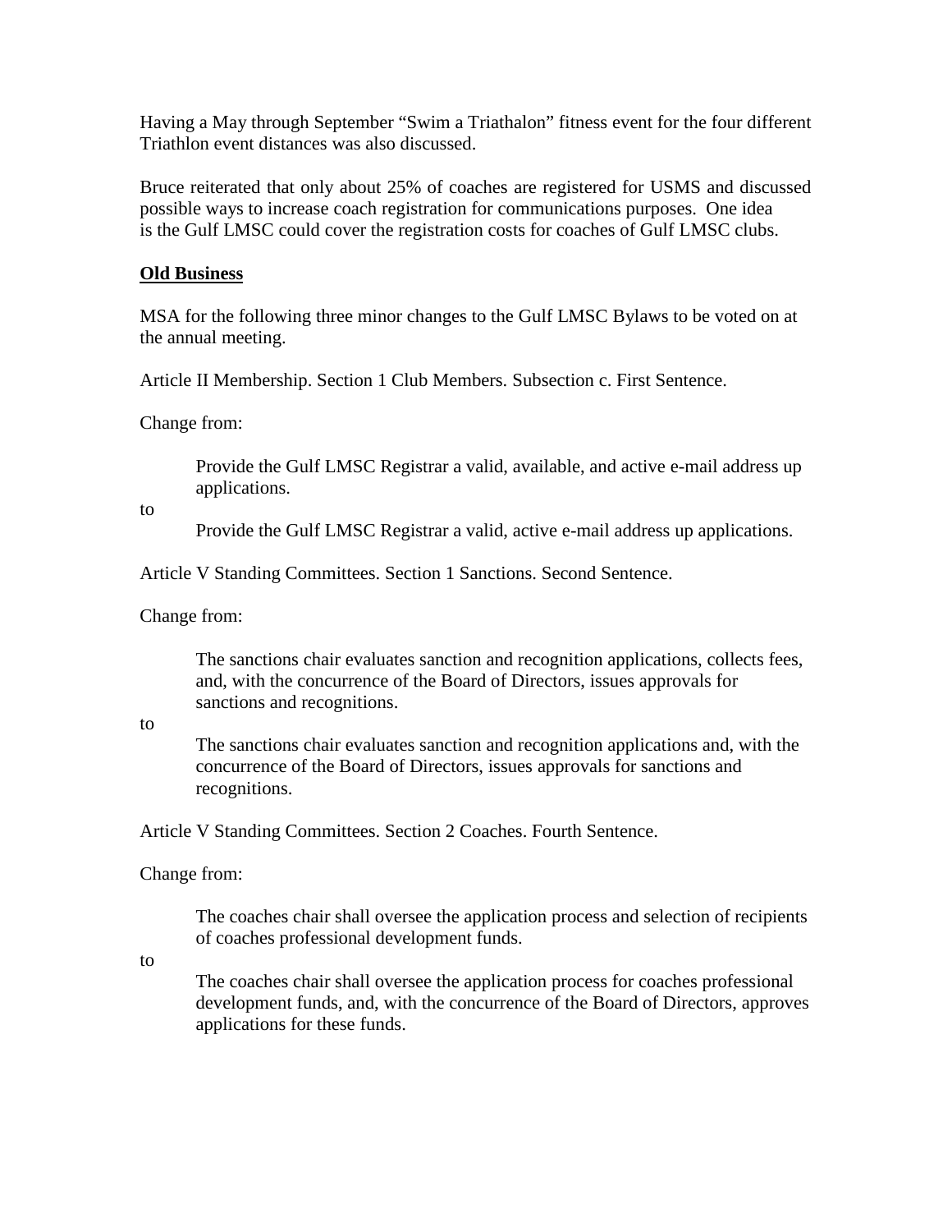Having a May through September "Swim a Triathalon" fitness event for the four different Triathlon event distances was also discussed.

Bruce reiterated that only about 25% of coaches are registered for USMS and discussed possible ways to increase coach registration for communications purposes. One idea is the Gulf LMSC could cover the registration costs for coaches of Gulf LMSC clubs.

**<u>Old Business</u>**

MSA for the following three minor changes to the Gulf LMSC Bylaws to be voted on at the annual meeting.

Article II Membership. Section 1 Club Members. Subsection c. First Sentence.

Change from:

> Provide the Gulf LMSC Registrar a valid, available, and active e-mail address up applications.

to

> Provide the Gulf LMSC Registrar a valid, active e-mail address up applications.

Article V Standing Committees. Section 1 Sanctions. Second Sentence.

Change from:

> The sanctions chair evaluates sanction and recognition applications, collects fees, and, with the concurrence of the Board of Directors, issues approvals for sanctions and recognitions.

to

> The sanctions chair evaluates sanction and recognition applications and, with the concurrence of the Board of Directors, issues approvals for sanctions and recognitions.

Article V Standing Committees. Section 2 Coaches. Fourth Sentence.

Change from:

> The coaches chair shall oversee the application process and selection of recipients of coaches professional development funds.

to

> The coaches chair shall oversee the application process for coaches professional development funds, and, with the concurrence of the Board of Directors, approves applications for these funds.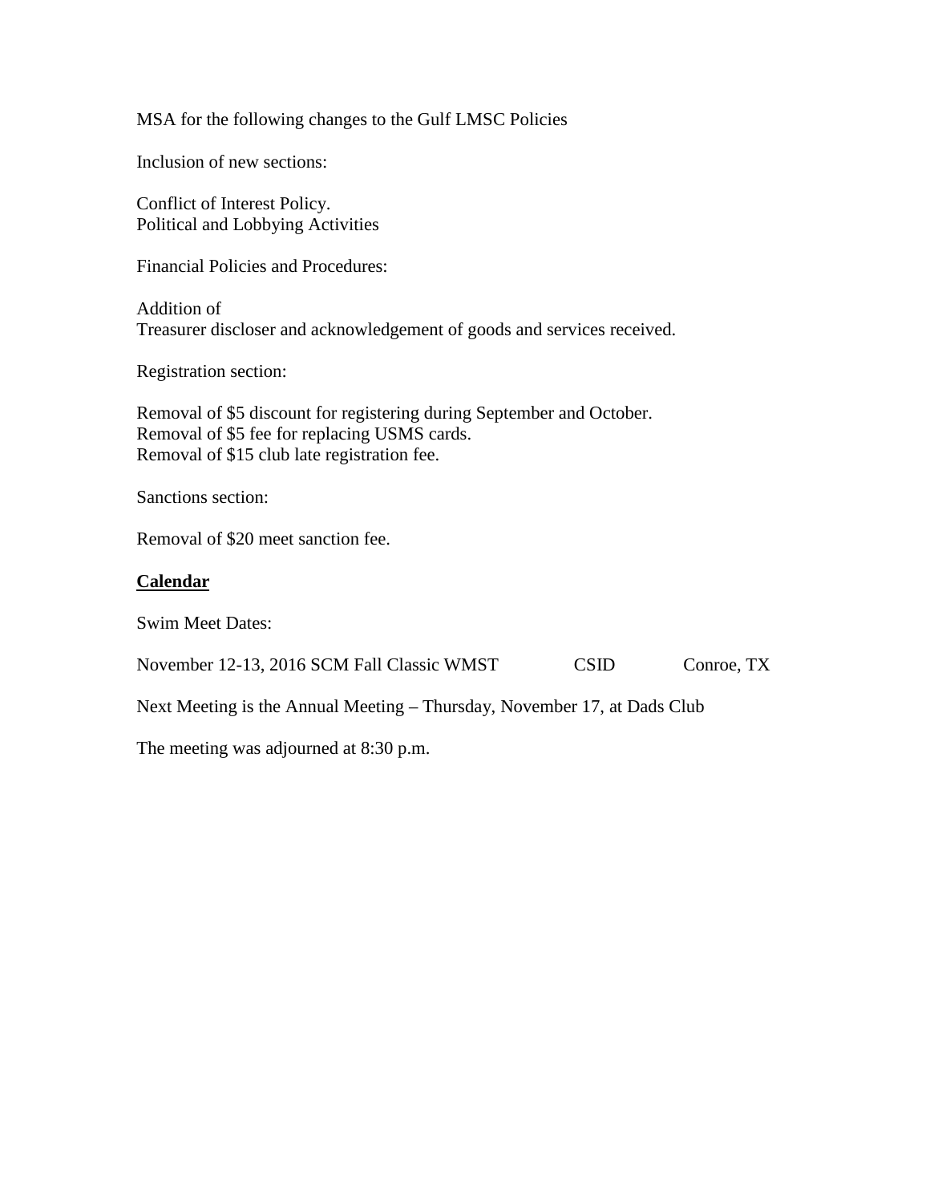MSA for the following changes to the Gulf LMSC Policies

Inclusion of new sections:

Conflict of Interest Policy.
Political and Lobbying Activities

Financial Policies and Procedures:

Addition of
Treasurer discloser and acknowledgement of goods and services received.

Registration section:

Removal of $5 discount for registering during September and October.
Removal of $5 fee for replacing USMS cards.
Removal of $15 club late registration fee.

Sanctions section:

Removal of $20 meet sanction fee.

**Calendar**

Swim Meet Dates:

| | | |
|---|---|---|
| November 12-13, 2016 SCM Fall Classic WMST | CSID | Conroe, TX |

Next Meeting is the Annual Meeting – Thursday, November 17, at Dads Club

The meeting was adjourned at 8:30 p.m.